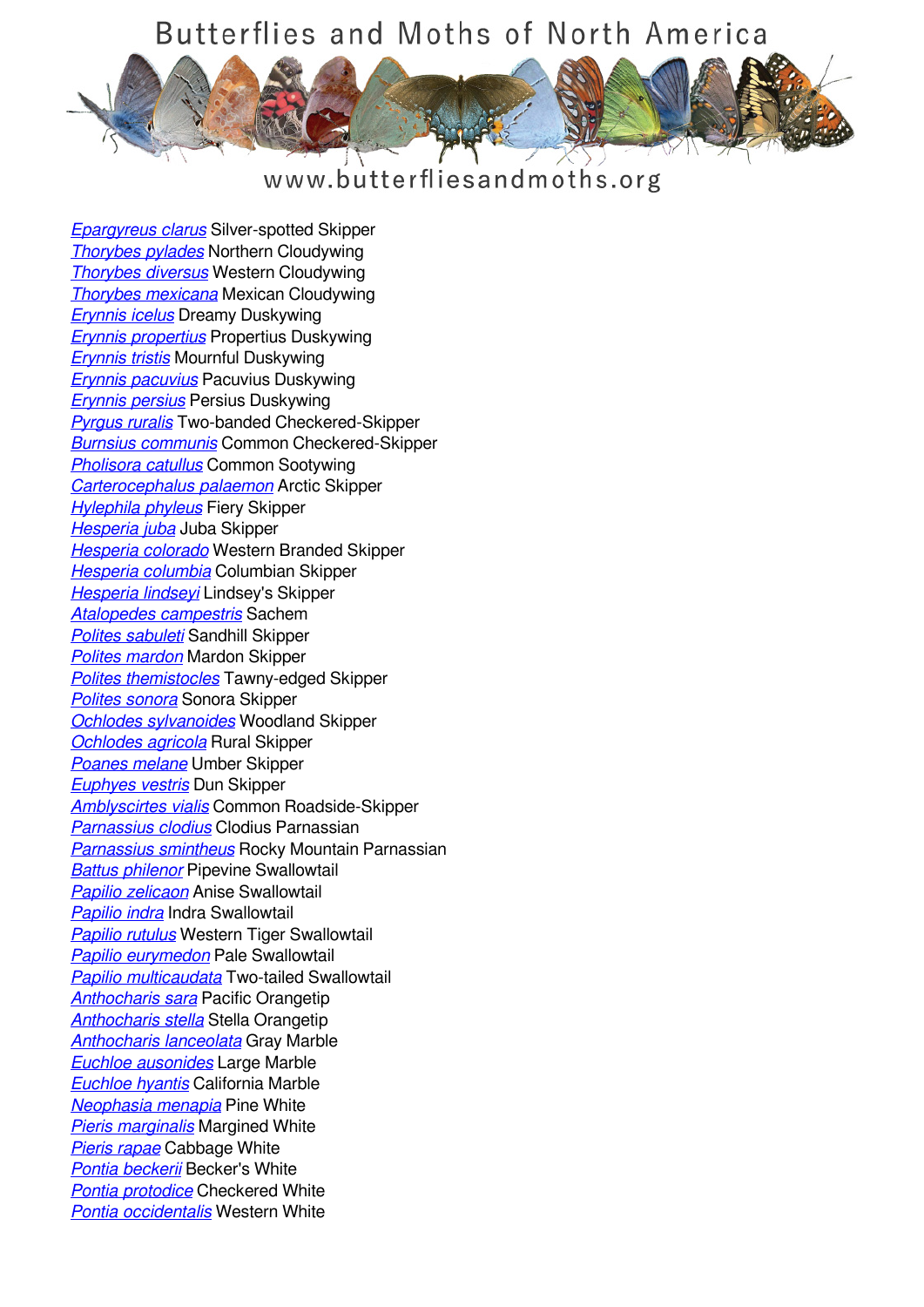# Butterflies and Moths of North America

www.butterfliesandmoths.org

*Epargyreus clarus* Silver-spotted Skipper
*Thorybes pylades* Northern Cloudywing
*Thorybes diversus* Western Cloudywing
*Thorybes mexicana* Mexican Cloudywing
*Erynnis icelus* Dreamy Duskywing
*Erynnis propertius* Propertius Duskywing
*Erynnis tristis* Mournful Duskywing
*Erynnis pacuvius* Pacuvius Duskywing
*Erynnis persius* Persius Duskywing
*Pyrgus ruralis* Two-banded Checkered-Skipper
*Burnsius communis* Common Checkered-Skipper
*Pholisora catullus* Common Sootywing
*Carterocephalus palaemon* Arctic Skipper
*Hylephila phyleus* Fiery Skipper
*Hesperia juba* Juba Skipper
*Hesperia colorado* Western Branded Skipper
*Hesperia columbia* Columbian Skipper
*Hesperia lindseyi* Lindsey's Skipper
*Atalopedes campestris* Sachem
*Polites sabuleti* Sandhill Skipper
*Polites mardon* Mardon Skipper
*Polites themistocles* Tawny-edged Skipper
*Polites sonora* Sonora Skipper
*Ochlodes sylvanoides* Woodland Skipper
*Ochlodes agricola* Rural Skipper
*Poanes melane* Umber Skipper
*Euphyes vestris* Dun Skipper
*Amblyscirtes vialis* Common Roadside-Skipper
*Parnassius clodius* Clodius Parnassian
*Parnassius smintheus* Rocky Mountain Parnassian
*Battus philenor* Pipevine Swallowtail
*Papilio zelicaon* Anise Swallowtail
*Papilio indra* Indra Swallowtail
*Papilio rutulus* Western Tiger Swallowtail
*Papilio eurymedon* Pale Swallowtail
*Papilio multicaudata* Two-tailed Swallowtail
*Anthocharis sara* Pacific Orangetip
*Anthocharis stella* Stella Orangetip
*Anthocharis lanceolata* Gray Marble
*Euchloe ausonides* Large Marble
*Euchloe hyantis* California Marble
*Neophasia menapia* Pine White
*Pieris marginalis* Margined White
*Pieris rapae* Cabbage White
*Pontia beckerii* Becker's White
*Pontia protodice* Checkered White
*Pontia occidentalis* Western White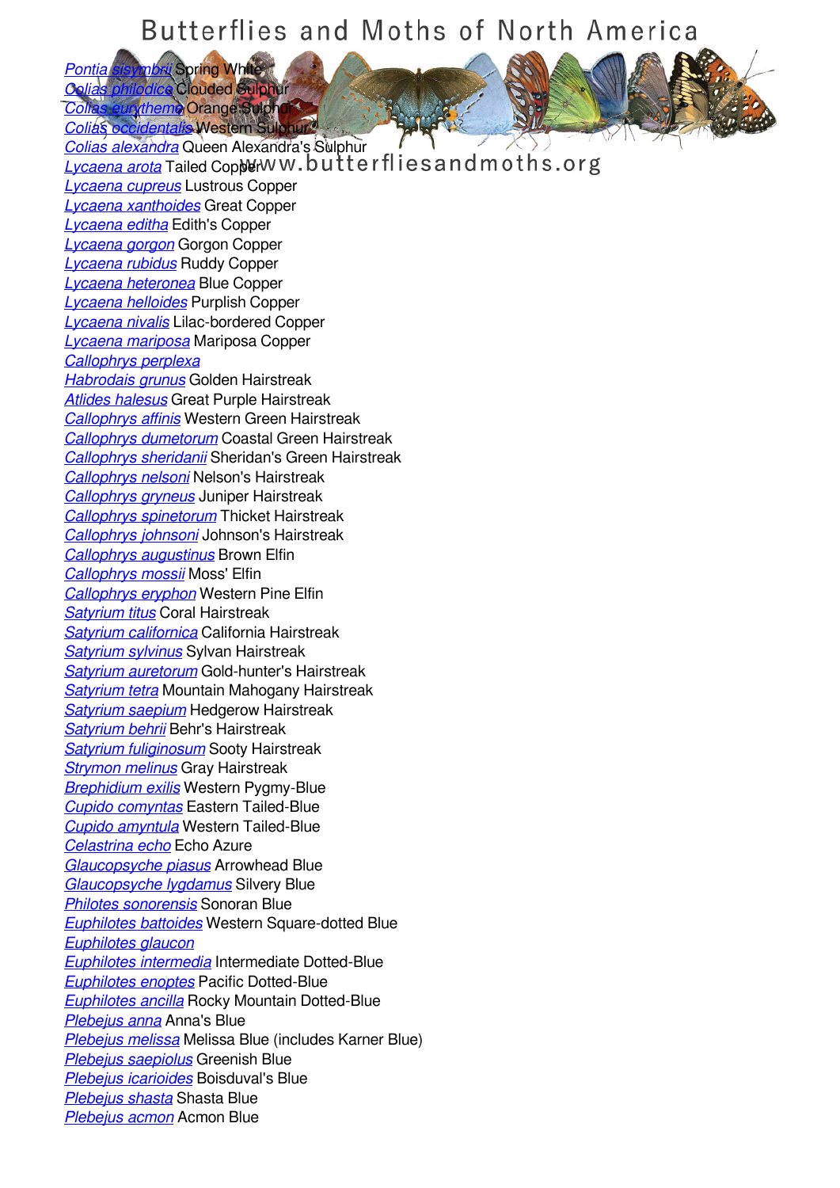*Pontia sisymbrii* Spring White
*Colias philodice* Clouded Sulphur
*Colias eurytheme* Orange Sulphur
*Colias occidentalis* Western Sulphur
*Colias alexandra* Queen Alexandra's Sulphur
*Lycaena arota* Tailed Copper
*Lycaena cupreus* Lustrous Copper
*Lycaena xanthoides* Great Copper
*Lycaena editha* Edith's Copper
*Lycaena gorgon* Gorgon Copper
*Lycaena rubidus* Ruddy Copper
*Lycaena heteronea* Blue Copper
*Lycaena helloides* Purplish Copper
*Lycaena nivalis* Lilac-bordered Copper
*Lycaena mariposa* Mariposa Copper
*Callophrys perplexa*
*Habrodais grunus* Golden Hairstreak
*Atlides halesus* Great Purple Hairstreak
*Callophrys affinis* Western Green Hairstreak
*Callophrys dumetorum* Coastal Green Hairstreak
*Callophrys sheridanii* Sheridan's Green Hairstreak
*Callophrys nelsoni* Nelson's Hairstreak
*Callophrys gryneus* Juniper Hairstreak
*Callophrys spinetorum* Thicket Hairstreak
*Callophrys johnsoni* Johnson's Hairstreak
*Callophrys augustinus* Brown Elfin
*Callophrys mossii* Moss' Elfin
*Callophrys eryphon* Western Pine Elfin
*Satyrium titus* Coral Hairstreak
*Satyrium californica* California Hairstreak
*Satyrium sylvinus* Sylvan Hairstreak
*Satyrium auretorum* Gold-hunter's Hairstreak
*Satyrium tetra* Mountain Mahogany Hairstreak
*Satyrium saepium* Hedgerow Hairstreak
*Satyrium behrii* Behr's Hairstreak
*Satyrium fuliginosum* Sooty Hairstreak
*Strymon melinus* Gray Hairstreak
*Brephidium exilis* Western Pygmy-Blue
*Cupido comyntas* Eastern Tailed-Blue
*Cupido amyntula* Western Tailed-Blue
*Celastrina echo* Echo Azure
*Glaucopsyche piasus* Arrowhead Blue
*Glaucopsyche lygdamus* Silvery Blue
*Philotes sonorensis* Sonoran Blue
*Euphilotes battoides* Western Square-dotted Blue
*Euphilotes glaucon*
*Euphilotes intermedia* Intermediate Dotted-Blue
*Euphilotes enoptes* Pacific Dotted-Blue
*Euphilotes ancilla* Rocky Mountain Dotted-Blue
*Plebejus anna* Anna's Blue
*Plebejus melissa* Melissa Blue (includes Karner Blue)
*Plebejus saepiolus* Greenish Blue
*Plebejus icarioides* Boisduval's Blue
*Plebejus shasta* Shasta Blue
*Plebejus acmon* Acmon Blue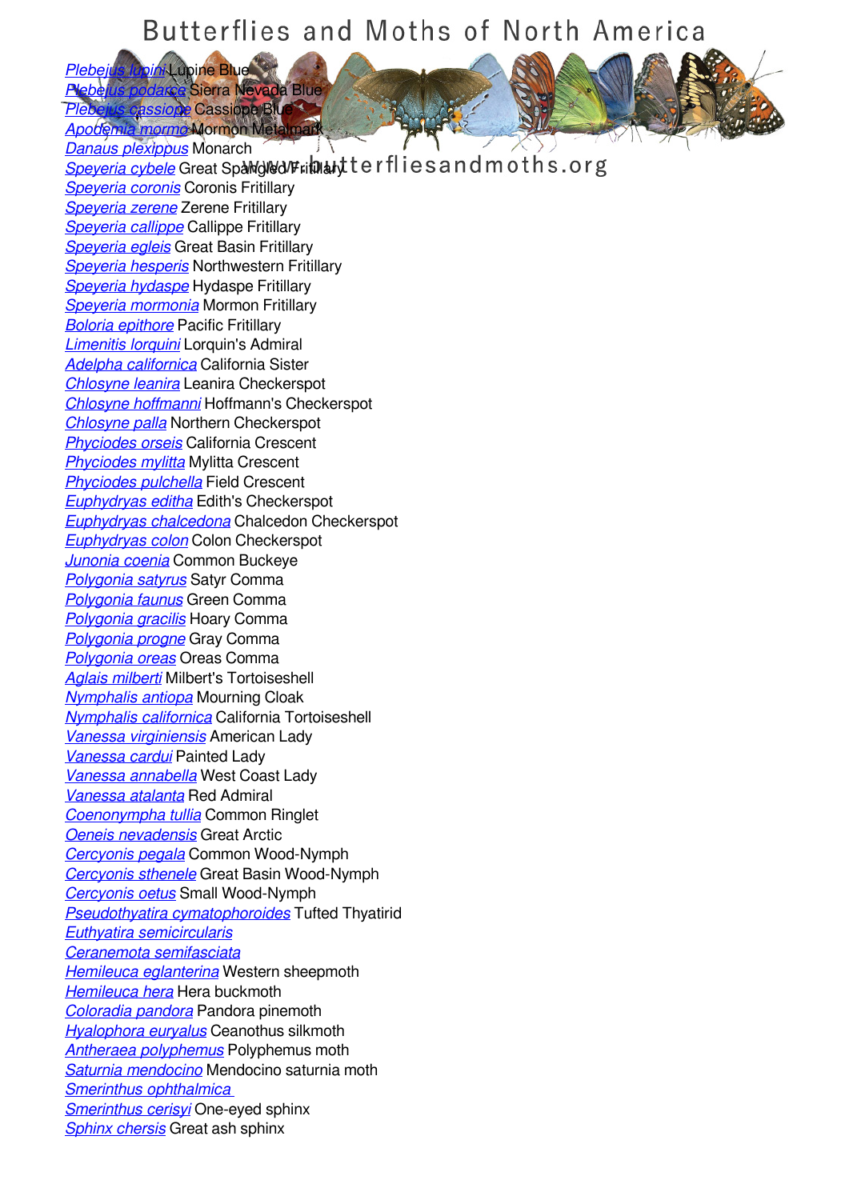*Plebejus lupini* Lupine Blue
*Plebejus podarce* Sierra Nevada Blue
*Plebejus cassiope* Cassiope Blue
*Apodemia mormo* Mormon Metalmark
*Danaus plexippus* Monarch
*Speyeria cybele* Great Spangled Fritillary
*Speyeria coronis* Coronis Fritillary
*Speyeria zerene* Zerene Fritillary
*Speyeria callippe* Callippe Fritillary
*Speyeria egleis* Great Basin Fritillary
*Speyeria hesperis* Northwestern Fritillary
*Speyeria hydaspe* Hydaspe Fritillary
*Speyeria mormonia* Mormon Fritillary
*Boloria epithore* Pacific Fritillary
*Limenitis lorquini* Lorquin's Admiral
*Adelpha californica* California Sister
*Chlosyne leanira* Leanira Checkerspot
*Chlosyne hoffmanni* Hoffmann's Checkerspot
*Chlosyne palla* Northern Checkerspot
*Phyciodes orseis* California Crescent
*Phyciodes mylitta* Mylitta Crescent
*Phyciodes pulchella* Field Crescent
*Euphydryas editha* Edith's Checkerspot
*Euphydryas chalcedona* Chalcedon Checkerspot
*Euphydryas colon* Colon Checkerspot
*Junonia coenia* Common Buckeye
*Polygonia satyrus* Satyr Comma
*Polygonia faunus* Green Comma
*Polygonia gracilis* Hoary Comma
*Polygonia progne* Gray Comma
*Polygonia oreas* Oreas Comma
*Aglais milberti* Milbert's Tortoiseshell
*Nymphalis antiopa* Mourning Cloak
*Nymphalis californica* California Tortoiseshell
*Vanessa virginiensis* American Lady
*Vanessa cardui* Painted Lady
*Vanessa annabella* West Coast Lady
*Vanessa atalanta* Red Admiral
*Coenonympha tullia* Common Ringlet
*Oeneis nevadensis* Great Arctic
*Cercyonis pegala* Common Wood-Nymph
*Cercyonis sthenele* Great Basin Wood-Nymph
*Cercyonis oetus* Small Wood-Nymph
*Pseudothyatira cymatophoroides* Tufted Thyatirid
*Euthyatira semicircularis*
*Ceranemota semifasciata*
*Hemileuca eglanterina* Western sheepmoth
*Hemileuca hera* Hera buckmoth
*Coloradia pandora* Pandora pinemoth
*Hyalophora euryalus* Ceanothus silkmoth
*Antheraea polyphemus* Polyphemus moth
*Saturnia mendocino* Mendocino saturnia moth
*Smerinthus ophthalmica*
*Smerinthus cerisyi* One-eyed sphinx
*Sphinx chersis* Great ash sphinx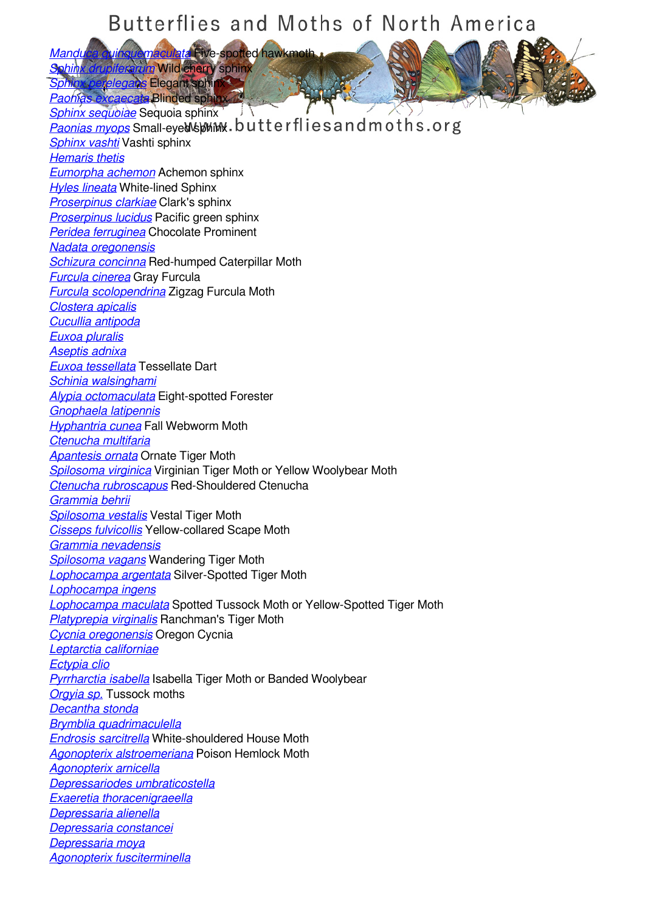*Manduca quinquemaculata* Five-spotted hawkmoth
*Sphinx drupiferarum* Wild cherry sphinx
*Sphinx perelegans* Elegant sphinx
*Paonias excaecata* Blinded sphinx
*Sphinx sequoiae* Sequoia sphinx
*Paonias myops* Small-eyed sphinx
*Sphinx vashti* Vashti sphinx
*Hemaris thetis*
*Eumorpha achemon* Achemon sphinx
*Hyles lineata* White-lined Sphinx
*Proserpinus clarkiae* Clark's sphinx
*Proserpinus lucidus* Pacific green sphinx
*Peridea ferruginea* Chocolate Prominent
*Nadata oregonensis*
*Schizura concinna* Red-humped Caterpillar Moth
*Furcula cinerea* Gray Furcula
*Furcula scolopendrina* Zigzag Furcula Moth
*Clostera apicalis*
*Cucullia antipoda*
*Euxoa pluralis*
*Aseptis adnixa*
*Euxoa tessellata* Tessellate Dart
*Schinia walsinghami*
*Alypia octomaculata* Eight-spotted Forester
*Gnophaela latipennis*
*Hyphantria cunea* Fall Webworm Moth
*Ctenucha multifaria*
*Apantesis ornata* Ornate Tiger Moth
*Spilosoma virginica* Virginian Tiger Moth or Yellow Woolybear Moth
*Ctenucha rubroscapus* Red-Shouldered Ctenucha
*Grammia behrii*
*Spilosoma vestalis* Vestal Tiger Moth
*Cisseps fulvicollis* Yellow-collared Scape Moth
*Grammia nevadensis*
*Spilosoma vagans* Wandering Tiger Moth
*Lophocampa argentata* Silver-Spotted Tiger Moth
*Lophocampa ingens*
*Lophocampa maculata* Spotted Tussock Moth or Yellow-Spotted Tiger Moth
*Platyprepia virginalis* Ranchman's Tiger Moth
*Cycnia oregonensis* Oregon Cycnia
*Leptarctia californiae*
*Ectypia clio*
*Pyrrharctia isabella* Isabella Tiger Moth or Banded Woolybear
*Orgyia sp.* Tussock moths
*Decantha stonda*
*Brymblia quadrimaculella*
*Endrosis sarcitrella* White-shouldered House Moth
*Agonopterix alstroemeriana* Poison Hemlock Moth
*Agonopterix arnicella*
*Depressariodes umbraticostella*
*Exaeretia thoracenigraeella*
*Depressaria alienella*
*Depressaria constancei*
*Depressaria moya*
*Agonopterix fusciterminella*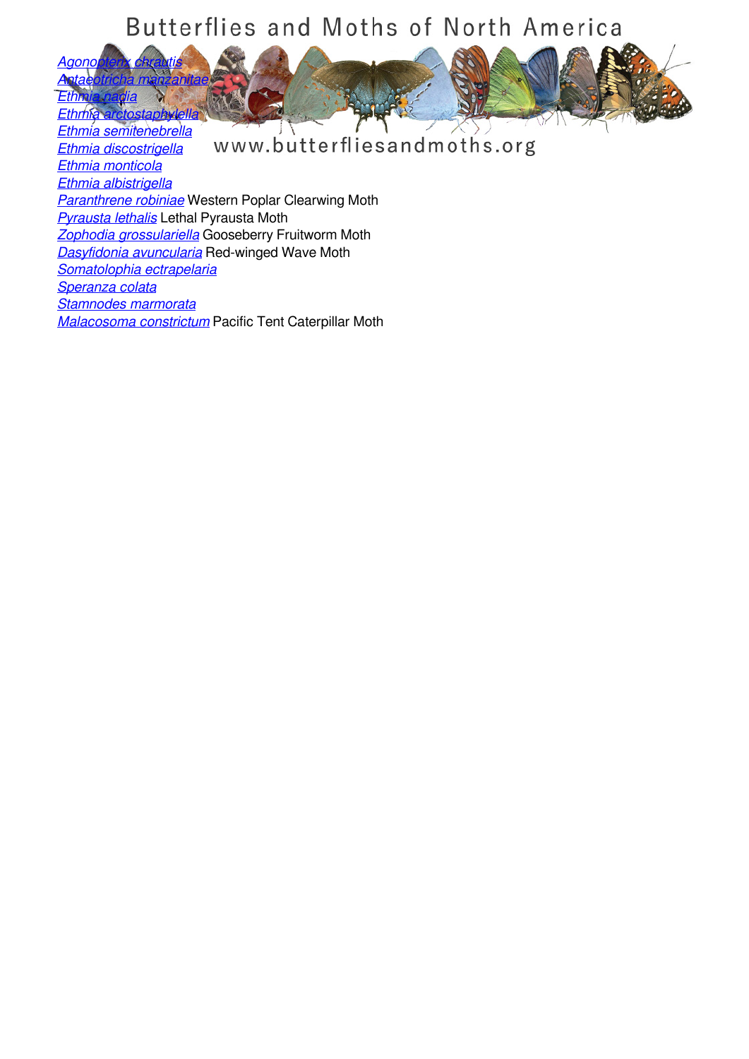*Agonopterix chrautis*
*Antaeotricha manzanitae*
*Ethmia nadia*
*Ethmia arctostaphylella*
*Ethmia semitenebrella*
*Ethmia discostrigella*
*Ethmia monticola*
*Ethmia albistrigella*
*Paranthrene robiniae* Western Poplar Clearwing Moth
*Pyrausta lethalis* Lethal Pyrausta Moth
*Zophodia grossulariella* Gooseberry Fruitworm Moth
*Dasyfidonia avuncularia* Red-winged Wave Moth
*Somatolophia ectrapelaria*
*Speranza colata*
*Stamnodes marmorata*
*Malacosoma constrictum* Pacific Tent Caterpillar Moth